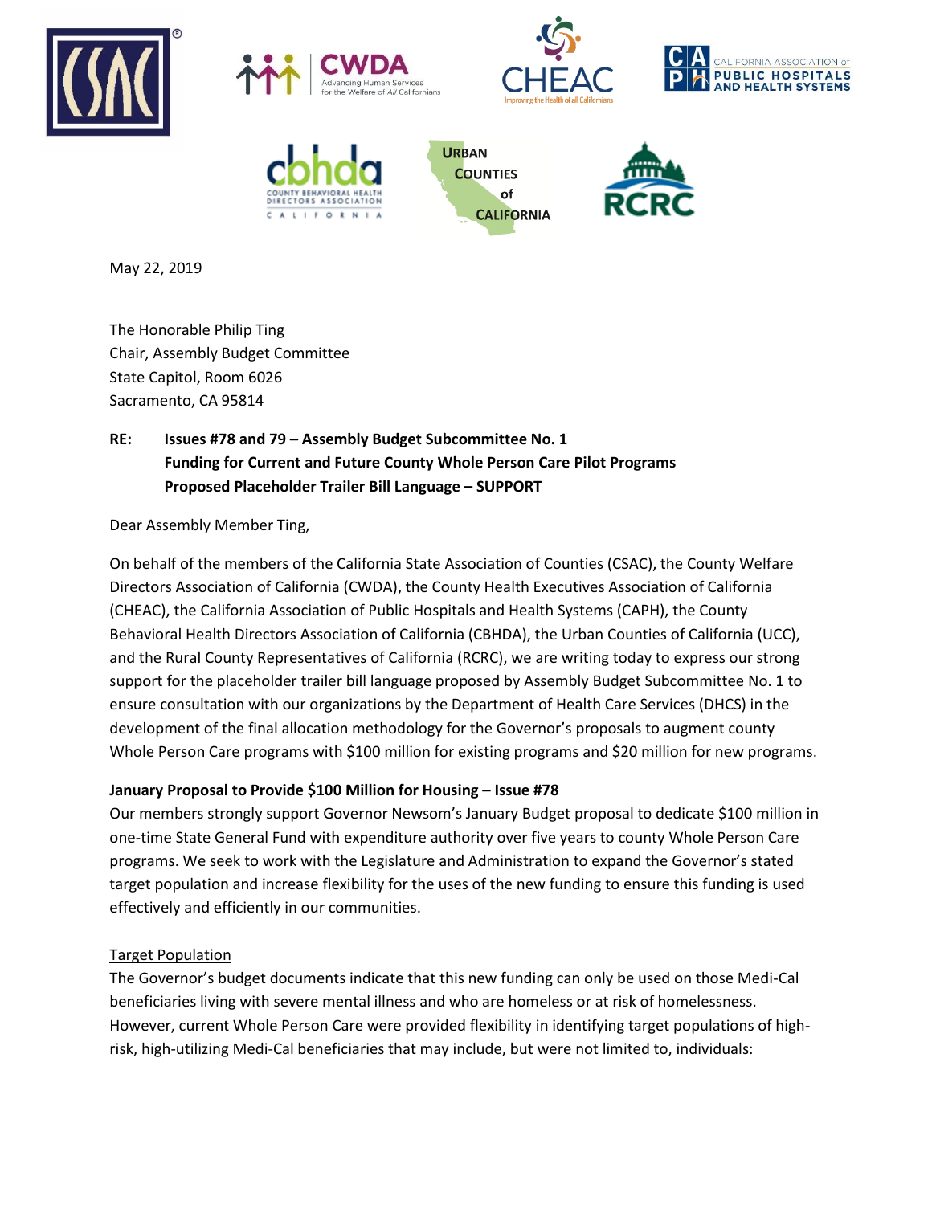May 22, 2019

The Honorable Philip Ting
Chair, Assembly Budget Committee
State Capitol, Room 6026
Sacramento, CA 95814

**RE: Issues #78 and 79 – Assembly Budget Subcommittee No. 1**
**Funding for Current and Future County Whole Person Care Pilot Programs**
**Proposed Placeholder Trailer Bill Language – SUPPORT**

Dear Assembly Member Ting,

On behalf of the members of the California State Association of Counties (CSAC), the County Welfare Directors Association of California (CWDA), the County Health Executives Association of California (CHEAC), the California Association of Public Hospitals and Health Systems (CAPH), the County Behavioral Health Directors Association of California (CBHDA), the Urban Counties of California (UCC), and the Rural County Representatives of California (RCRC), we are writing today to express our strong support for the placeholder trailer bill language proposed by Assembly Budget Subcommittee No. 1 to ensure consultation with our organizations by the Department of Health Care Services (DHCS) in the development of the final allocation methodology for the Governor's proposals to augment county Whole Person Care programs with $100 million for existing programs and $20 million for new programs.

**January Proposal to Provide $100 Million for Housing – Issue #78**

Our members strongly support Governor Newsom's January Budget proposal to dedicate $100 million in one-time State General Fund with expenditure authority over five years to county Whole Person Care programs. We seek to work with the Legislature and Administration to expand the Governor's stated target population and increase flexibility for the uses of the new funding to ensure this funding is used effectively and efficiently in our communities.

<u>Target Population</u>

The Governor's budget documents indicate that this new funding can only be used on those Medi-Cal beneficiaries living with severe mental illness and who are homeless or at risk of homelessness. However, current Whole Person Care were provided flexibility in identifying target populations of high-risk, high-utilizing Medi-Cal beneficiaries that may include, but were not limited to, individuals: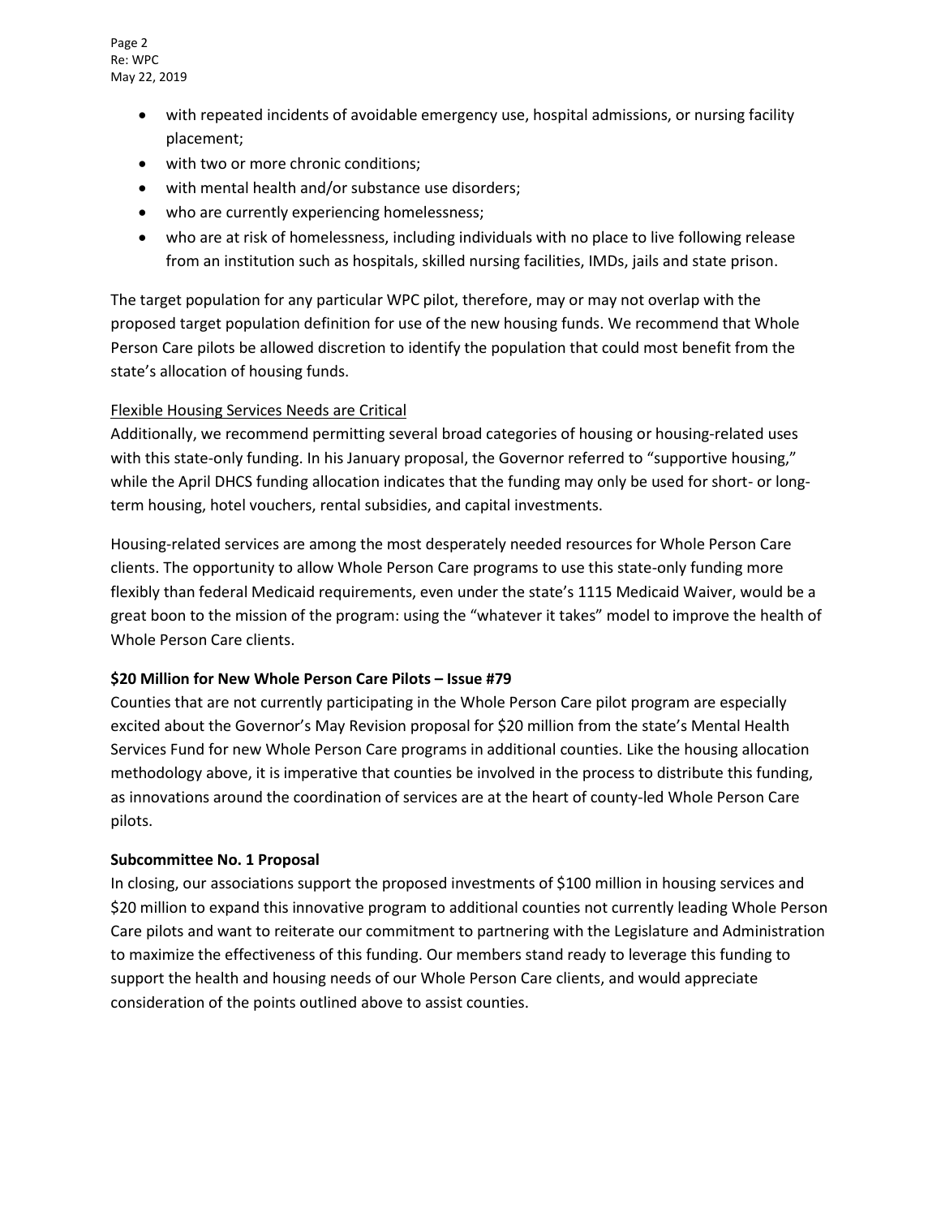- with repeated incidents of avoidable emergency use, hospital admissions, or nursing facility placement;
- with two or more chronic conditions;
- with mental health and/or substance use disorders;
- who are currently experiencing homelessness;
- who are at risk of homelessness, including individuals with no place to live following release from an institution such as hospitals, skilled nursing facilities, IMDs, jails and state prison.

The target population for any particular WPC pilot, therefore, may or may not overlap with the proposed target population definition for use of the new housing funds. We recommend that Whole Person Care pilots be allowed discretion to identify the population that could most benefit from the state's allocation of housing funds.

<u>Flexible Housing Services Needs are Critical</u>

Additionally, we recommend permitting several broad categories of housing or housing-related uses with this state-only funding. In his January proposal, the Governor referred to "supportive housing," while the April DHCS funding allocation indicates that the funding may only be used for short- or long-term housing, hotel vouchers, rental subsidies, and capital investments.

Housing-related services are among the most desperately needed resources for Whole Person Care clients. The opportunity to allow Whole Person Care programs to use this state-only funding more flexibly than federal Medicaid requirements, even under the state's 1115 Medicaid Waiver, would be a great boon to the mission of the program: using the "whatever it takes" model to improve the health of Whole Person Care clients.

**$20 Million for New Whole Person Care Pilots – Issue #79**

Counties that are not currently participating in the Whole Person Care pilot program are especially excited about the Governor's May Revision proposal for $20 million from the state's Mental Health Services Fund for new Whole Person Care programs in additional counties. Like the housing allocation methodology above, it is imperative that counties be involved in the process to distribute this funding, as innovations around the coordination of services are at the heart of county-led Whole Person Care pilots.

**Subcommittee No. 1 Proposal**

In closing, our associations support the proposed investments of $100 million in housing services and $20 million to expand this innovative program to additional counties not currently leading Whole Person Care pilots and want to reiterate our commitment to partnering with the Legislature and Administration to maximize the effectiveness of this funding. Our members stand ready to leverage this funding to support the health and housing needs of our Whole Person Care clients, and would appreciate consideration of the points outlined above to assist counties.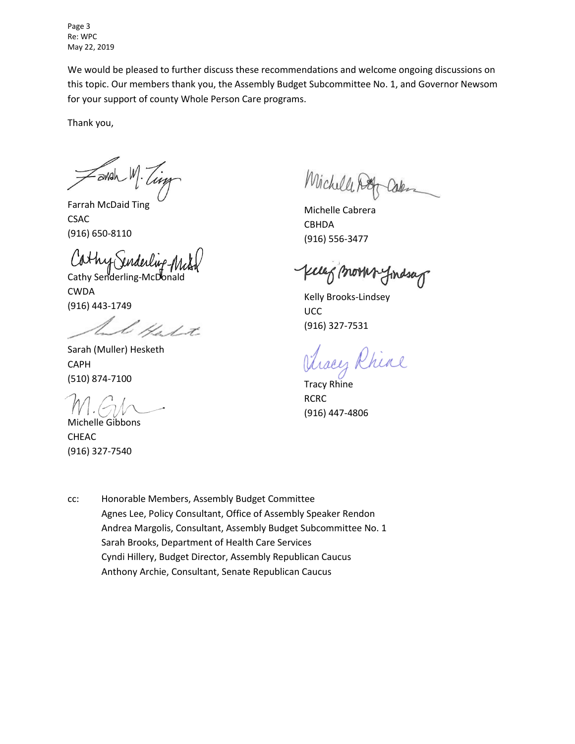We would be pleased to further discuss these recommendations and welcome ongoing discussions on this topic. Our members thank you, the Assembly Budget Subcommittee No. 1, and Governor Newsom for your support of county Whole Person Care programs.

Thank you,

Farrah McDaid Ting
CSAC
(916) 650-8110

Cathy Senderling-McDonald
CWDA
(916) 443-1749

Sarah (Muller) Hesketh
CAPH
(510) 874-7100

Michelle Gibbons
CHEAC
(916) 327-7540

Michelle Cabrera
CBHDA
(916) 556-3477

Kelly Brooks-Lindsey
UCC
(916) 327-7531

Tracy Rhine
RCRC
(916) 447-4806

cc: Honorable Members, Assembly Budget Committee
Agnes Lee, Policy Consultant, Office of Assembly Speaker Rendon
Andrea Margolis, Consultant, Assembly Budget Subcommittee No. 1
Sarah Brooks, Department of Health Care Services
Cyndi Hillery, Budget Director, Assembly Republican Caucus
Anthony Archie, Consultant, Senate Republican Caucus